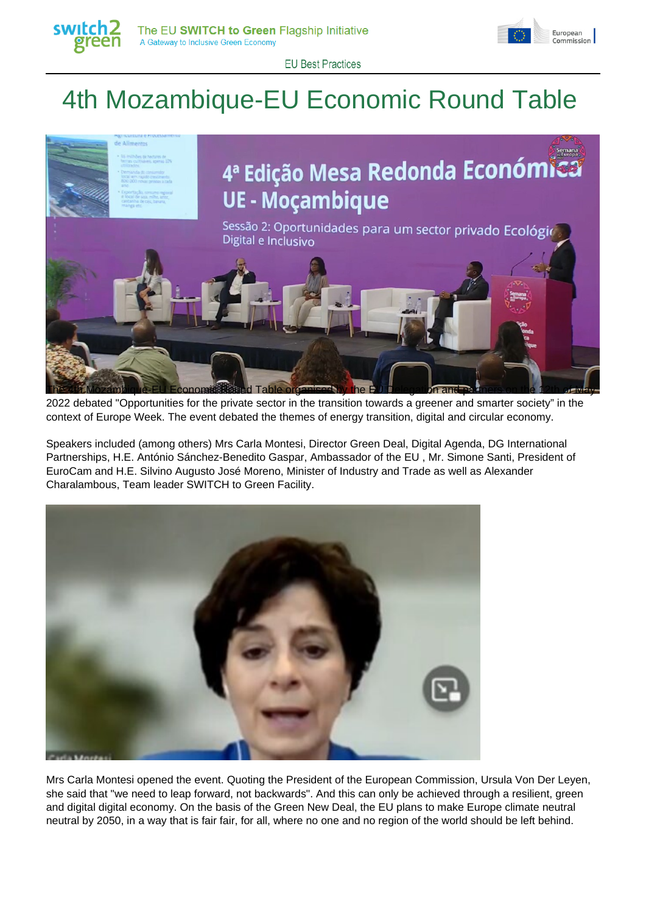# 4th Mozambique-EU Economic Round Table

The 4th Mozambique-EU Economic Round Table organised by the EU Delegation and partners on the 12th of May 2022 debated "Opportunities for the private sector in the transition towards a greener and smarter society" in the context of Europe Week. The event debated the themes of energy transition, digital and circular economy.

Speakers included (among others) Mrs Carla Montesi, Director Green Deal, Digital Agenda, DG International Partnerships, H.E. António Sánchez-Benedito Gaspar, Ambassador of the EU , Mr. Simone Santi, President of EuroCam and H.E. Silvino Augusto José Moreno, Minister of Industry and Trade as well as Alexander Charalambous, Team leader SWITCH to Green Facility.

Mrs Carla Montesi opened the event. Quoting the President of the European Commission, Ursula Von Der Leyen, she said that "we need to leap forward, not backwards". And this can only be achieved through a resilient, green and digital digital economy. On the basis of the Green New Deal, the EU plans to make Europe climate neutral neutral by 2050, in a way that is fair fair, for all, where no one and no region of the world should be left behind.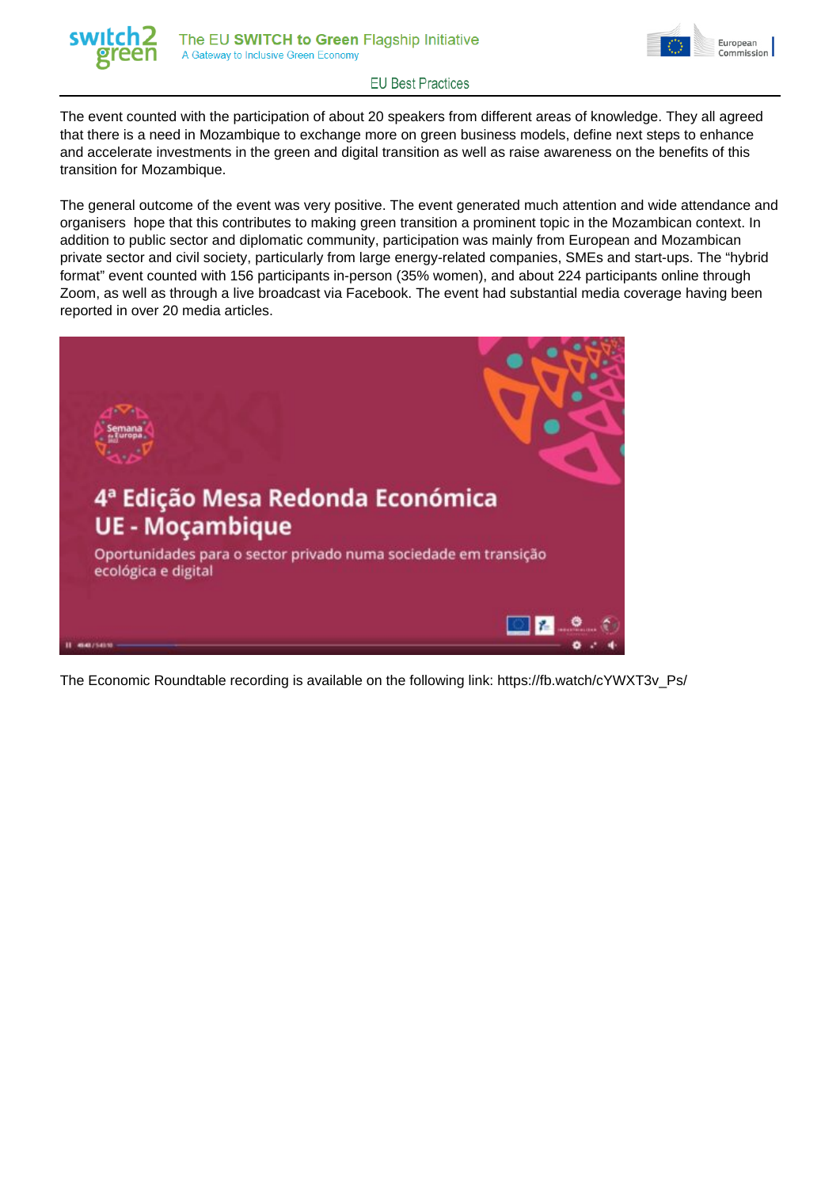The event counted with the participation of about 20 speakers from different areas of knowledge. They all agreed that there is a need in Mozambique to exchange more on green business models, define next steps to enhance and accelerate investments in the green and digital transition as well as raise awareness on the benefits of this transition for Mozambique.

The general outcome of the event was very positive. The event generated much attention and wide attendance and organisers hope that this contributes to making green transition a prominent topic in the Mozambican context. In addition to public sector and diplomatic community, participation was mainly from European and Mozambican private sector and civil society, particularly from large energy-related companies, SMEs and start-ups. The "hybrid format" event counted with 156 participants in-person (35% women), and about 224 participants online through Zoom, as well as through a live broadcast via Facebook. The event had substantial media coverage having been reported in over 20 media articles.

The Economic Roundtable recording is available on the following link: https://fb.watch/cYWXT3v_Ps/